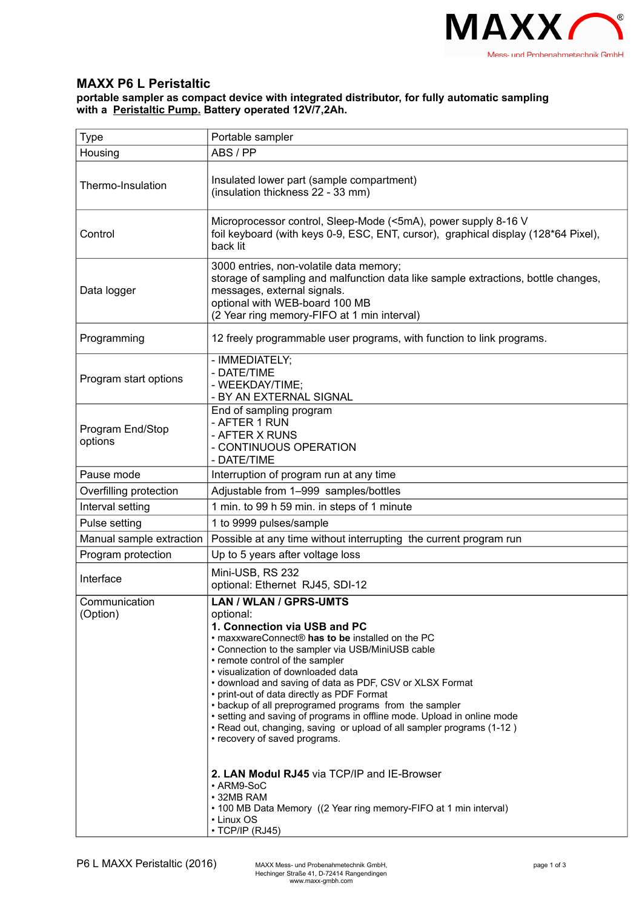# MAXX P6 L Peristaltic

**portable sampler as compact device with integrated distributor, for fully automatic sampling with a Peristaltic Pump. Battery operated 12V/7,2Ah.**

| | |
|---|---|
| Type | Portable sampler |
| Housing | ABS / PP |
| Thermo-Insulation | Insulated lower part (sample compartment)<br>(insulation thickness 22 - 33 mm) |
| Control | Microprocessor control, Sleep-Mode (<5mA), power supply 8-16 V<br>foil keyboard (with keys 0-9, ESC, ENT, cursor), graphical display (128*64 Pixel), back lit |
| Data logger | 3000 entries, non-volatile data memory;<br>storage of sampling and malfunction data like sample extractions, bottle changes, messages, external signals.<br>optional with WEB-board 100 MB<br>(2 Year ring memory-FIFO at 1 min interval) |
| Programming | 12 freely programmable user programs, with function to link programs. |
| Program start options | - IMMEDIATELY;<br>- DATE/TIME<br>- WEEKDAY/TIME;<br>- BY AN EXTERNAL SIGNAL |
| Program End/Stop options | End of sampling program<br>- AFTER 1 RUN<br>- AFTER X RUNS<br>- CONTINUOUS OPERATION<br>- DATE/TIME |
| Pause mode | Interruption of program run at any time |
| Overfilling protection | Adjustable from 1–999 samples/bottles |
| Interval setting | 1 min. to 99 h 59 min. in steps of 1 minute |
| Pulse setting | 1 to 9999 pulses/sample |
| Manual sample extraction | Possible at any time without interrupting the current program run |
| Program protection | Up to 5 years after voltage loss |
| Interface | Mini-USB, RS 232<br>optional: Ethernet RJ45, SDI-12 |
| Communication (Option) | **LAN / WLAN / GPRS-UMTS**<br>optional:<br>**1. Connection via USB and PC**<br>• maxxwareConnect® **has to be** installed on the PC<br>• Connection to the sampler via USB/MiniUSB cable<br>• remote control of the sampler<br>• visualization of downloaded data<br>• download and saving of data as PDF, CSV or XLSX Format<br>• print-out of data directly as PDF Format<br>• backup of all preprogramed programs from the sampler<br>• setting and saving of programs in offline mode. Upload in online mode<br>• Read out, changing, saving or upload of all sampler programs (1-12 )<br>• recovery of saved programs.<br><br>**2. LAN Modul RJ45** via TCP/IP and IE-Browser<br>• ARM9-SoC<br>• 32MB RAM<br>• 100 MB Data Memory ((2 Year ring memory-FIFO at 1 min interval)<br>• Linux OS<br>• TCP/IP (RJ45) |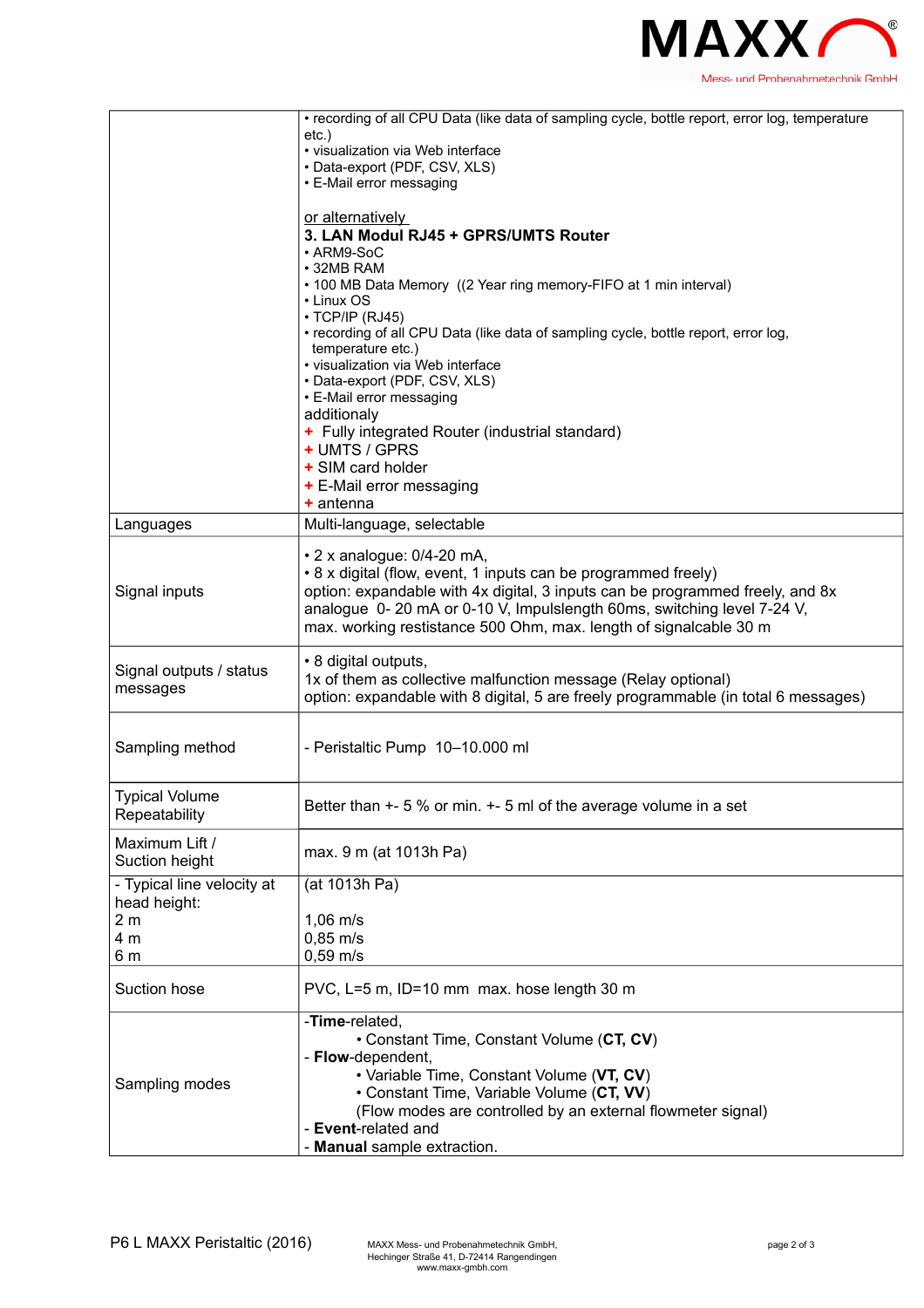| | |
|---|---|
| | • recording of all CPU Data (like data of sampling cycle, bottle report, error log, temperature etc.)<br>• visualization via Web interface<br>• Data-export (PDF, CSV, XLS)<br>• E-Mail error messaging<br><br>or alternatively<br>**3. LAN Modul RJ45 + GPRS/UMTS Router**<br>• ARM9-SoC<br>• 32MB RAM<br>• 100 MB Data Memory ((2 Year ring memory-FIFO at 1 min interval)<br>• Linux OS<br>• TCP/IP (RJ45)<br>• recording of all CPU Data (like data of sampling cycle, bottle report, error log, temperature etc.)<br>• visualization via Web interface<br>• Data-export (PDF, CSV, XLS)<br>• E-Mail error messaging<br>additionaly<br>+ Fully integrated Router (industrial standard)<br>+ UMTS / GPRS<br>+ SIM card holder<br>+ E-Mail error messaging<br>+ antenna |
| Languages | Multi-language, selectable |
| Signal inputs | • 2 x analogue: 0/4-20 mA,<br>• 8 x digital (flow, event, 1 inputs can be programmed freely)<br>option: expandable with 4x digital, 3 inputs can be programmed freely, and 8x analogue 0- 20 mA or 0-10 V, Impulslength 60ms, switching level 7-24 V, max. working restistance 500 Ohm, max. length of signalcable 30 m |
| Signal outputs / status messages | • 8 digital outputs,<br>1x of them as collective malfunction message (Relay optional)<br>option: expandable with 8 digital, 5 are freely programmable (in total 6 messages) |
| Sampling method | - Peristaltic Pump 10–10.000 ml |
| Typical Volume Repeatability | Better than +- 5 % or min. +- 5 ml of the average volume in a set |
| Maximum Lift / Suction height | max. 9 m (at 1013h Pa) |
| - Typical line velocity at head height:<br>2 m<br>4 m<br>6 m | (at 1013h Pa)<br><br>1,06 m/s<br>0,85 m/s<br>0,59 m/s |
| Suction hose | PVC, L=5 m, ID=10 mm max. hose length 30 m |
| Sampling modes | -**Time**-related,<br>• Constant Time, Constant Volume (**CT, CV**)<br>- **Flow**-dependent,<br>• Variable Time, Constant Volume (**VT, CV**)<br>• Constant Time, Variable Volume (**CT, VV**)<br>(Flow modes are controlled by an external flowmeter signal)<br>- **Event**-related and<br>- **Manual** sample extraction. |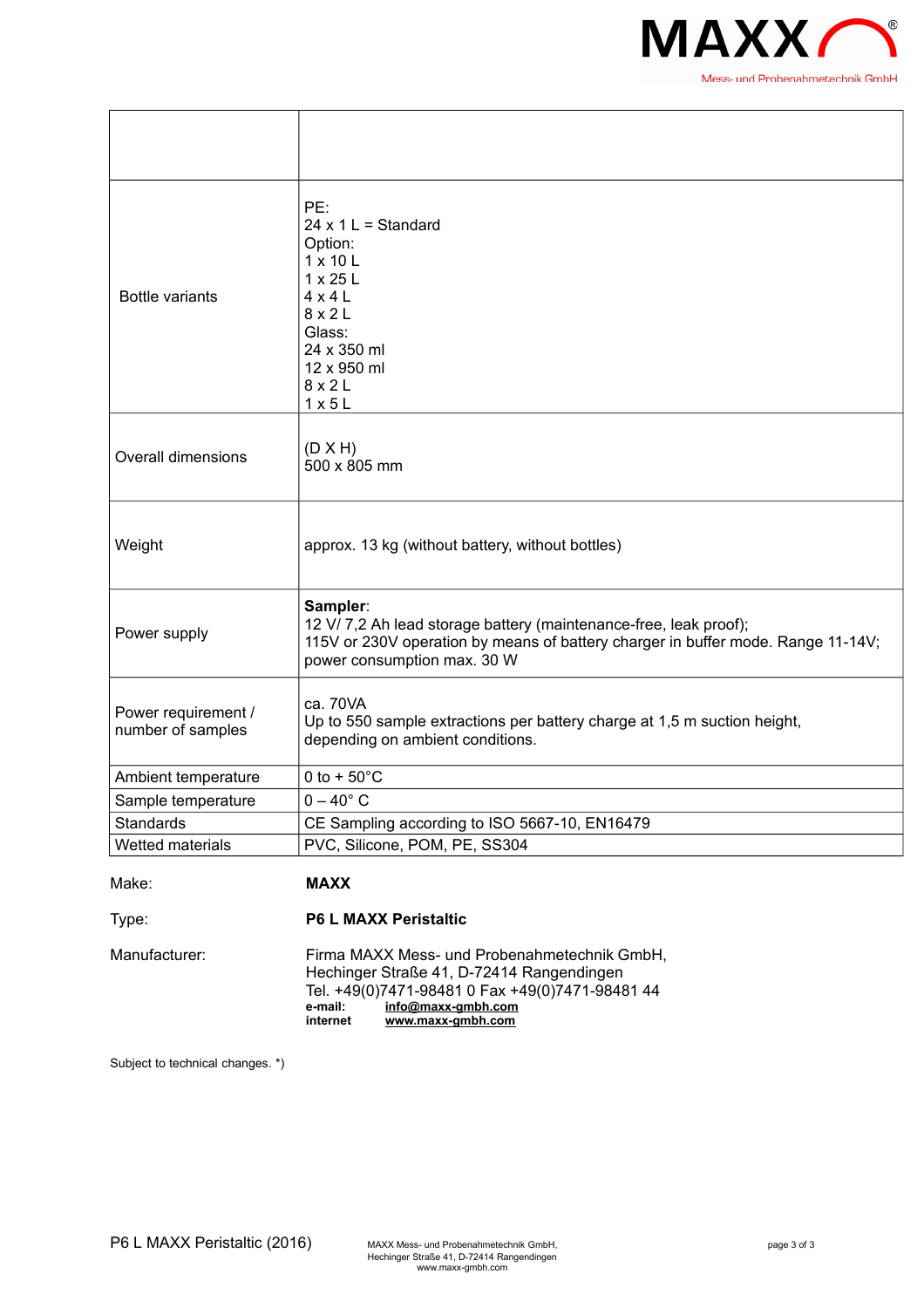| | |
|---|---|
| | |
| Bottle variants | PE:<br>24 x 1 L = Standard<br>Option:<br>1 x 10 L<br>1 x 25 L<br>4 x 4 L<br>8 x 2 L<br>Glass:<br>24 x 350 ml<br>12 x 950 ml<br>8 x 2 L<br>1 x 5 L |
| Overall dimensions | (D X H)<br>500 x 805 mm |
| Weight | approx. 13 kg (without battery, without bottles) |
| Power supply | **Sampler**:<br>12 V/ 7,2 Ah lead storage battery (maintenance-free, leak proof);<br>115V or 230V operation by means of battery charger in buffer mode. Range 11-14V; power consumption max. 30 W |
| Power requirement / number of samples | ca. 70VA<br>Up to 550 sample extractions per battery charge at 1,5 m suction height, depending on ambient conditions. |
| Ambient temperature | 0 to + 50°C |
| Sample temperature | 0 – 40° C |
| Standards | CE Sampling according to ISO 5667-10, EN16479 |
| Wetted materials | PVC, Silicone, POM, PE, SS304 |

Make: **MAXX**

Type: **P6 L MAXX Peristaltic**

Manufacturer: Firma MAXX Mess- und Probenahmetechnik GmbH,
Hechinger Straße 41, D-72414 Rangendingen
Tel. +49(0)7471-98481 0 Fax +49(0)7471-98481 44
**e-mail:** **info@maxx-gmbh.com**
**internet** **www.maxx-gmbh.com**

Subject to technical changes. *)